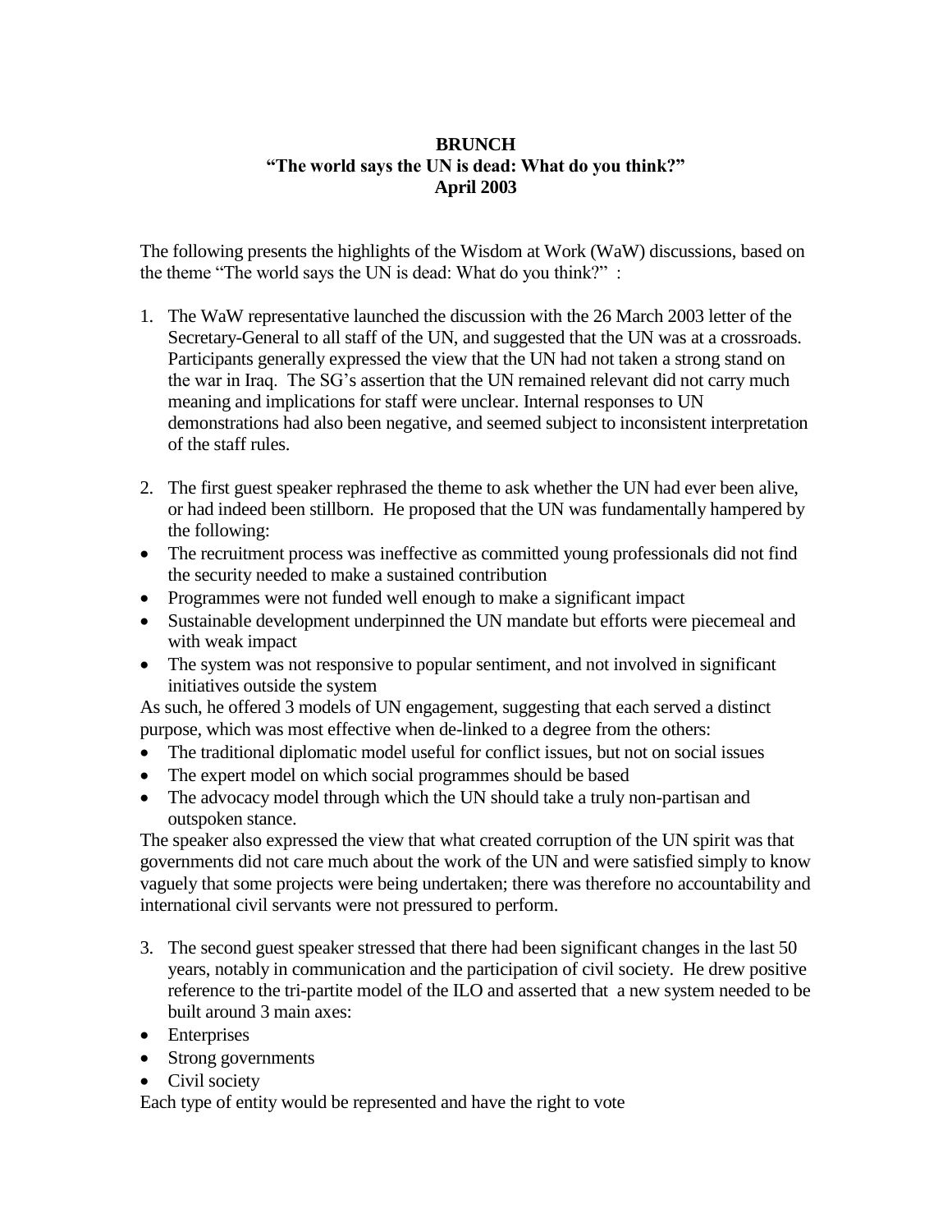**BRUNCH**
**"The world says the UN is dead: What do you think?"**
**April 2003**

The following presents the highlights of the Wisdom at Work (WaW) discussions, based on the theme "The world says the UN is dead: What do you think?" :

1. The WaW representative launched the discussion with the 26 March 2003 letter of the Secretary-General to all staff of the UN, and suggested that the UN was at a crossroads. Participants generally expressed the view that the UN had not taken a strong stand on the war in Iraq. The SG's assertion that the UN remained relevant did not carry much meaning and implications for staff were unclear. Internal responses to UN demonstrations had also been negative, and seemed subject to inconsistent interpretation of the staff rules.

2. The first guest speaker rephrased the theme to ask whether the UN had ever been alive, or had indeed been stillborn. He proposed that the UN was fundamentally hampered by the following:

- The recruitment process was ineffective as committed young professionals did not find the security needed to make a sustained contribution
- Programmes were not funded well enough to make a significant impact
- Sustainable development underpinned the UN mandate but efforts were piecemeal and with weak impact
- The system was not responsive to popular sentiment, and not involved in significant initiatives outside the system

As such, he offered 3 models of UN engagement, suggesting that each served a distinct purpose, which was most effective when de-linked to a degree from the others:

- The traditional diplomatic model useful for conflict issues, but not on social issues
- The expert model on which social programmes should be based
- The advocacy model through which the UN should take a truly non-partisan and outspoken stance.

The speaker also expressed the view that what created corruption of the UN spirit was that governments did not care much about the work of the UN and were satisfied simply to know vaguely that some projects were being undertaken; there was therefore no accountability and international civil servants were not pressured to perform.

3. The second guest speaker stressed that there had been significant changes in the last 50 years, notably in communication and the participation of civil society. He drew positive reference to the tri-partite model of the ILO and asserted that a new system needed to be built around 3 main axes:

- Enterprises
- Strong governments
- Civil society

Each type of entity would be represented and have the right to vote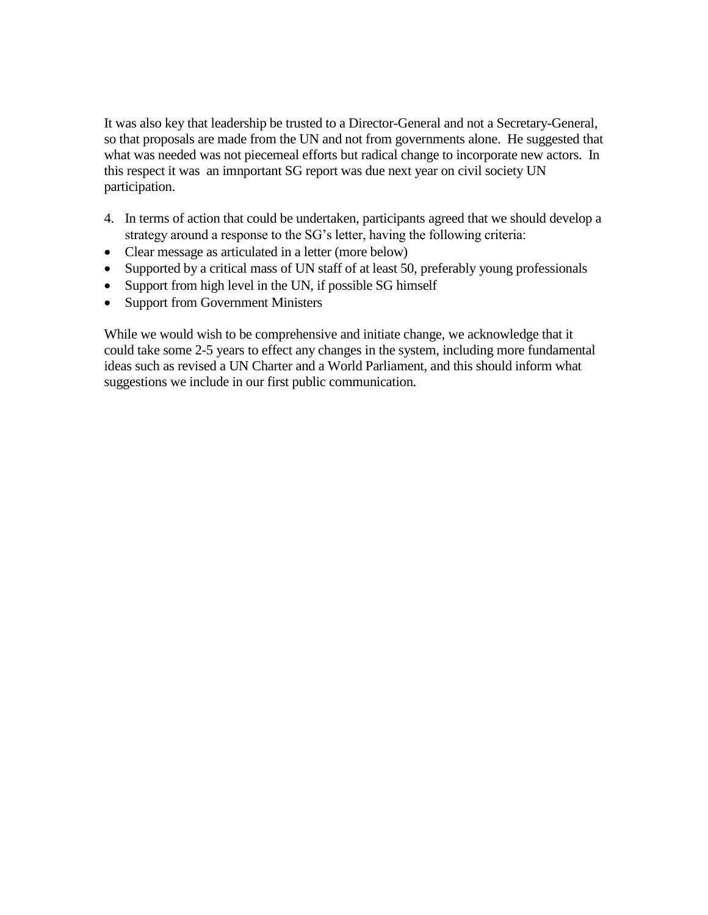It was also key that leadership be trusted to a Director-General and not a Secretary-General, so that proposals are made from the UN and not from governments alone. He suggested that what was needed was not piecemeal efforts but radical change to incorporate new actors. In this respect it was an imnportant SG report was due next year on civil society UN participation.

4. In terms of action that could be undertaken, participants agreed that we should develop a strategy around a response to the SG's letter, having the following criteria:

- Clear message as articulated in a letter (more below)
- Supported by a critical mass of UN staff of at least 50, preferably young professionals
- Support from high level in the UN, if possible SG himself
- Support from Government Ministers

While we would wish to be comprehensive and initiate change, we acknowledge that it could take some 2-5 years to effect any changes in the system, including more fundamental ideas such as revised a UN Charter and a World Parliament, and this should inform what suggestions we include in our first public communication.